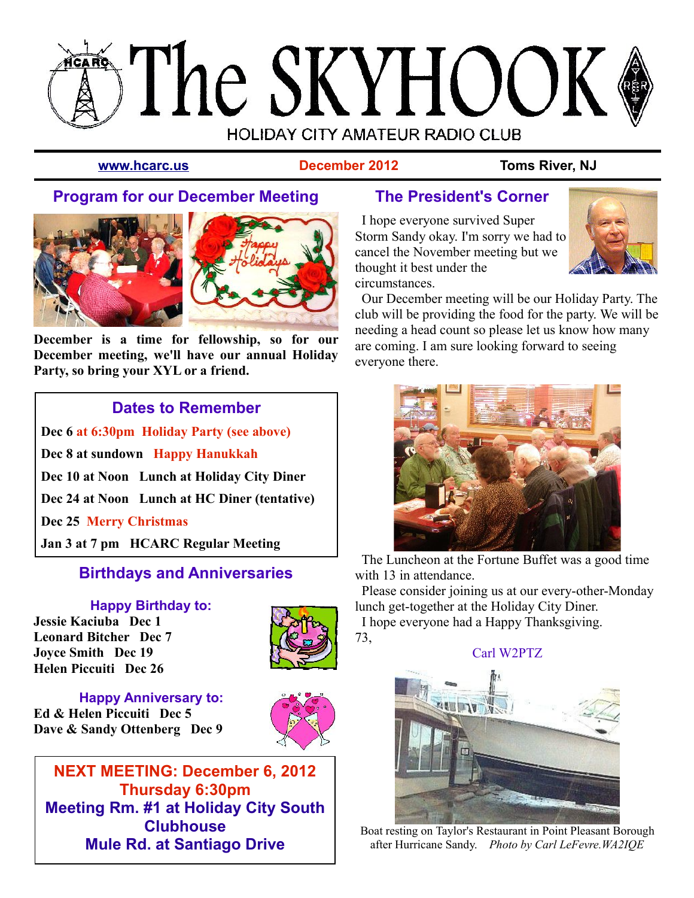# The SKYHOOK

HOLIDAY CITY AMATEUR RADIO CLUB

**www.hcarc.us** | **December 2012** | **Toms River, NJ**

## Program for our December Meeting

**December is a time for fellowship, so for our December meeting, we'll have our annual Holiday Party, so bring your XYL or a friend.**

### Dates to Remember

**Dec 6 at 6:30pm Holiday Party (see above)**

**Dec 8 at sundown Happy Hanukkah**

**Dec 10 at Noon Lunch at Holiday City Diner**

**Dec 24 at Noon Lunch at HC Diner (tentative)**

**Dec 25 Merry Christmas**

**Jan 3 at 7 pm HCARC Regular Meeting**

## Birthdays and Anniversaries

### Happy Birthday to:

**Jessie Kaciuba Dec 1**
**Leonard Bitcher Dec 7**
**Joyce Smith Dec 19**
**Helen Piccuiti Dec 26**

### Happy Anniversary to:

**Ed & Helen Piccuiti Dec 5**
**Dave & Sandy Ottenberg Dec 9**

**NEXT MEETING: December 6, 2012**
**Thursday 6:30pm**
**Meeting Rm. #1 at Holiday City South Clubhouse**
**Mule Rd. at Santiago Drive**

## The President's Corner

I hope everyone survived Super Storm Sandy okay. I'm sorry we had to cancel the November meeting but we thought it best under the circumstances.

Our December meeting will be our Holiday Party. The club will be providing the food for the party. We will be needing a head count so please let us know how many are coming. I am sure looking forward to seeing everyone there.

The Luncheon at the Fortune Buffet was a good time with 13 in attendance.

Please consider joining us at our every-other-Monday lunch get-together at the Holiday City Diner.

I hope everyone had a Happy Thanksgiving.

73,

Carl W2PTZ

Boat resting on Taylor's Restaurant in Point Pleasant Borough after Hurricane Sandy. *Photo by Carl LeFevre.WA2IQE*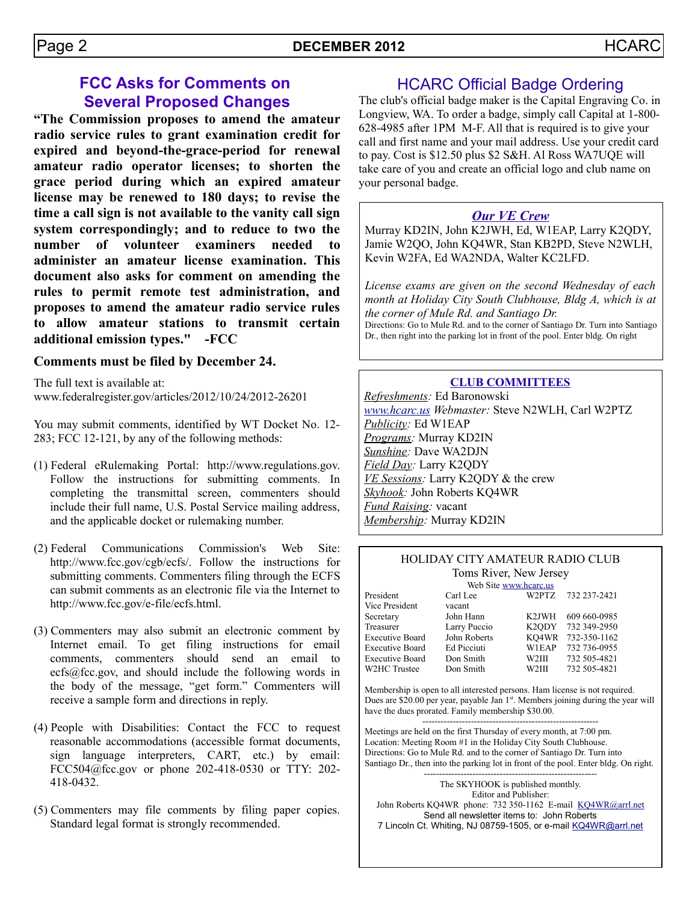## FCC Asks for Comments on Several Proposed Changes

**"The Commission proposes to amend the amateur radio service rules to grant examination credit for expired and beyond-the-grace-period for renewal amateur radio operator licenses; to shorten the grace period during which an expired amateur license may be renewed to 180 days; to revise the time a call sign is not available to the vanity call sign system correspondingly; and to reduce to two the number of volunteer examiners needed to administer an amateur license examination. This document also asks for comment on amending the rules to permit remote test administration, and proposes to amend the amateur radio service rules to allow amateur stations to transmit certain additional emission types." -FCC**

**Comments must be filed by December 24.**

The full text is available at:
www.federalregister.gov/articles/2012/10/24/2012-26201

You may submit comments, identified by WT Docket No. 12-283; FCC 12-121, by any of the following methods:

(1) Federal eRulemaking Portal: http://www.regulations.gov. Follow the instructions for submitting comments. In completing the transmittal screen, commenters should include their full name, U.S. Postal Service mailing address, and the applicable docket or rulemaking number.

(2) Federal Communications Commission's Web Site: http://www.fcc.gov/cgb/ecfs/. Follow the instructions for submitting comments. Commenters filing through the ECFS can submit comments as an electronic file via the Internet to http://www.fcc.gov/e-file/ecfs.html.

(3) Commenters may also submit an electronic comment by Internet email. To get filing instructions for email comments, commenters should send an email to ecfs@fcc.gov, and should include the following words in the body of the message, "get form." Commenters will receive a sample form and directions in reply.

(4) People with Disabilities: Contact the FCC to request reasonable accommodations (accessible format documents, sign language interpreters, CART, etc.) by email: FCC504@fcc.gov or phone 202-418-0530 or TTY: 202-418-0432.

(5) Commenters may file comments by filing paper copies. Standard legal format is strongly recommended.

## HCARC Official Badge Ordering

The club's official badge maker is the Capital Engraving Co. in Longview, WA. To order a badge, simply call Capital at 1-800-628-4985 after 1PM M-F. All that is required is to give your call and first name and your mail address. Use your credit card to pay. Cost is $12.50 plus $2 S&H. Al Ross WA7UQE will take care of you and create an official logo and club name on your personal badge.

### *Our VE Crew*

Murray KD2IN, John K2JWH, Ed, W1EAP, Larry K2QDY, Jamie W2QO, John KQ4WR, Stan KB2PD, Steve N2WLH, Kevin W2FA, Ed WA2NDA, Walter KC2LFD.

*License exams are given on the second Wednesday of each month at Holiday City South Clubhouse, Bldg A, which is at the corner of Mule Rd. and Santiago Dr.*
Directions: Go to Mule Rd. and to the corner of Santiago Dr. Turn into Santiago Dr., then right into the parking lot in front of the pool. Enter bldg. On right

### CLUB COMMITTEES

*Refreshments:* Ed Baronowski
*www.hcarc.us Webmaster:* Steve N2WLH, Carl W2PTZ
*Publicity:* Ed W1EAP
*Programs:* Murray KD2IN
*Sunshine:* Dave WA2DJN
*Field Day:* Larry K2QDY
*VE Sessions:* Larry K2QDY & the crew
*Skyhook:* John Roberts KQ4WR
*Fund Raising:* vacant
*Membership:* Murray KD2IN

### HOLIDAY CITY AMATEUR RADIO CLUB

Toms River, New Jersey
Web Site www.hcarc.us

| Position | Name | Call | Phone |
|---|---|---|---|
| President | Carl Lee | W2PTZ | 732 237-2421 |
| Vice President | vacant | | |
| Secretary | John Hann | K2JWH | 609 660-0985 |
| Treasurer | Larry Puccio | K2QDY | 732 349-2950 |
| Executive Board | John Roberts | KQ4WR | 732-350-1162 |
| Executive Board | Ed Picciuti | W1EAP | 732 736-0955 |
| Executive Board | Don Smith | W2III | 732 505-4821 |
| W2HC Trustee | Don Smith | W2III | 732 505-4821 |

Membership is open to all interested persons. Ham license is not required. Dues are $20.00 per year, payable Jan 1st. Members joining during the year will have the dues prorated. Family membership $30.00.

---

Meetings are held on the first Thursday of every month, at 7:00 pm.
Location: Meeting Room #1 in the Holiday City South Clubhouse.
Directions: Go to Mule Rd. and to the corner of Santiago Dr. Turn into Santiago Dr., then into the parking lot in front of the pool. Enter bldg. On right.

---

The SKYHOOK is published monthly.
Editor and Publisher:
John Roberts KQ4WR phone: 732 350-1162 E-mail KQ4WR@arrl.net
Send all newsletter items to: John Roberts
7 Lincoln Ct. Whiting, NJ 08759-1505, or e-mail KQ4WR@arrl.net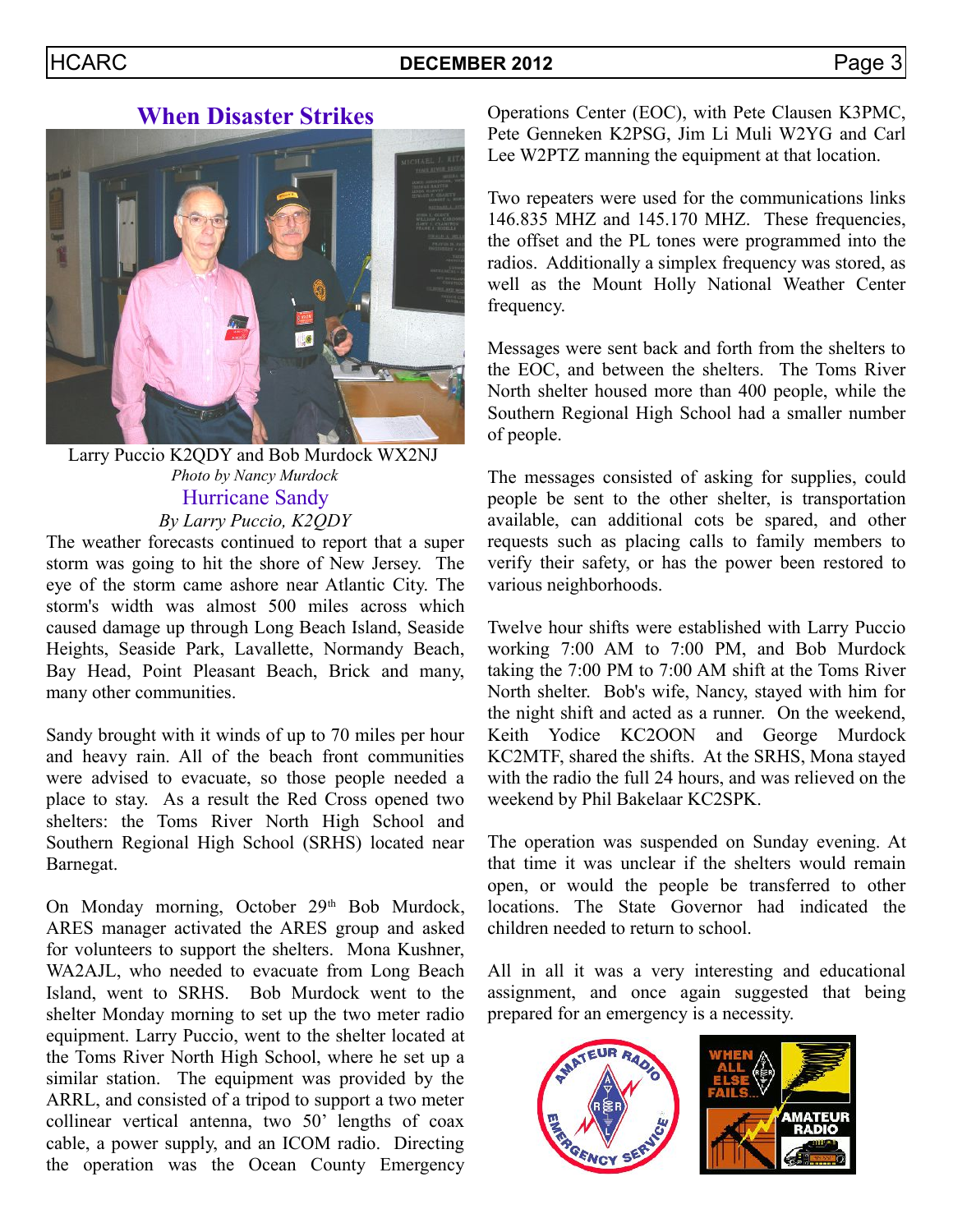## When Disaster Strikes

Larry Puccio K2QDY and Bob Murdock WX2NJ

*Photo by Nancy Murdock*

### Hurricane Sandy

*By Larry Puccio, K2QDY*

The weather forecasts continued to report that a super storm was going to hit the shore of New Jersey. The eye of the storm came ashore near Atlantic City. The storm's width was almost 500 miles across which caused damage up through Long Beach Island, Seaside Heights, Seaside Park, Lavallette, Normandy Beach, Bay Head, Point Pleasant Beach, Brick and many, many other communities.

Sandy brought with it winds of up to 70 miles per hour and heavy rain. All of the beach front communities were advised to evacuate, so those people needed a place to stay. As a result the Red Cross opened two shelters: the Toms River North High School and Southern Regional High School (SRHS) located near Barnegat.

On Monday morning, October 29th Bob Murdock, ARES manager activated the ARES group and asked for volunteers to support the shelters. Mona Kushner, WA2AJL, who needed to evacuate from Long Beach Island, went to SRHS. Bob Murdock went to the shelter Monday morning to set up the two meter radio equipment. Larry Puccio, went to the shelter located at the Toms River North High School, where he set up a similar station. The equipment was provided by the ARRL, and consisted of a tripod to support a two meter collinear vertical antenna, two 50' lengths of coax cable, a power supply, and an ICOM radio. Directing the operation was the Ocean County Emergency Operations Center (EOC), with Pete Clausen K3PMC, Pete Genneken K2PSG, Jim Li Muli W2YG and Carl Lee W2PTZ manning the equipment at that location.

Two repeaters were used for the communications links 146.835 MHZ and 145.170 MHZ. These frequencies, the offset and the PL tones were programmed into the radios. Additionally a simplex frequency was stored, as well as the Mount Holly National Weather Center frequency.

Messages were sent back and forth from the shelters to the EOC, and between the shelters. The Toms River North shelter housed more than 400 people, while the Southern Regional High School had a smaller number of people.

The messages consisted of asking for supplies, could people be sent to the other shelter, is transportation available, can additional cots be spared, and other requests such as placing calls to family members to verify their safety, or has the power been restored to various neighborhoods.

Twelve hour shifts were established with Larry Puccio working 7:00 AM to 7:00 PM, and Bob Murdock taking the 7:00 PM to 7:00 AM shift at the Toms River North shelter. Bob's wife, Nancy, stayed with him for the night shift and acted as a runner. On the weekend, Keith Yodice KC2OON and George Murdock KC2MTF, shared the shifts. At the SRHS, Mona stayed with the radio the full 24 hours, and was relieved on the weekend by Phil Bakelaar KC2SPK.

The operation was suspended on Sunday evening. At that time it was unclear if the shelters would remain open, or would the people be transferred to other locations. The State Governor had indicated the children needed to return to school.

All in all it was a very interesting and educational assignment, and once again suggested that being prepared for an emergency is a necessity.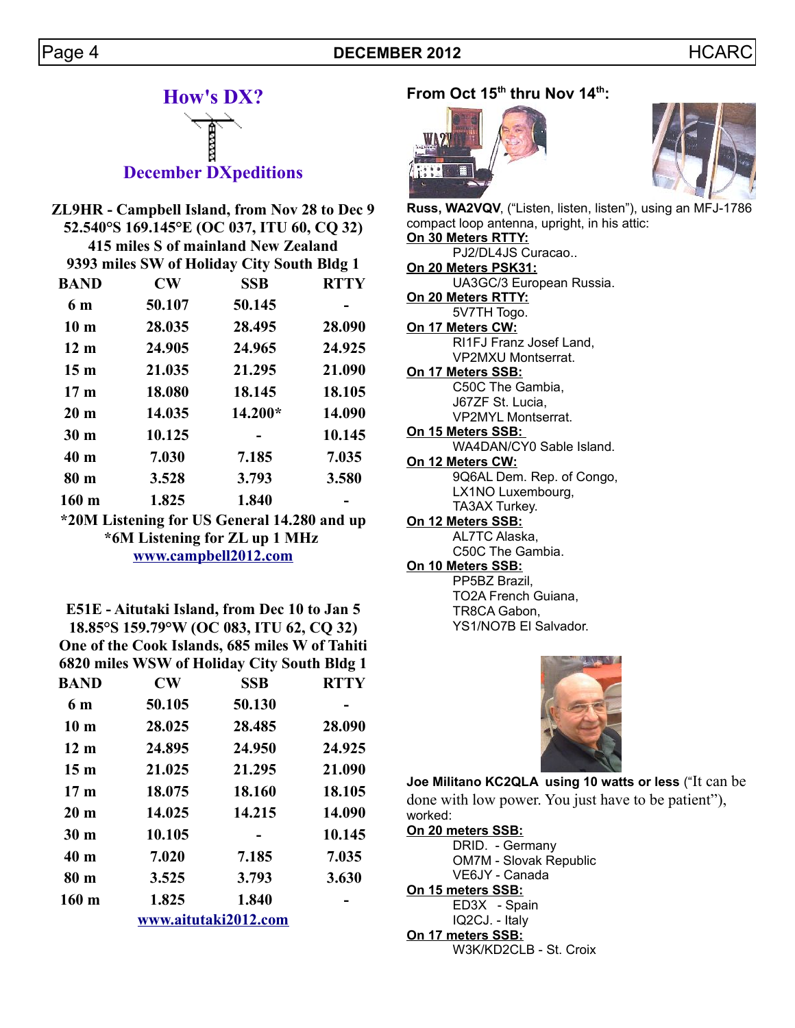## How's DX?

### December DXpeditions

**ZL9HR - Campbell Island, from Nov 28 to Dec 9**
**52.540°S 169.145°E (OC 037, ITU 60, CQ 32)**
**415 miles S of mainland New Zealand**
**9393 miles SW of Holiday City South Bldg 1**

| BAND | CW | SSB | RTTY |
|---|---|---|---|
| 6 m | 50.107 | 50.145 | - |
| 10 m | 28.035 | 28.495 | 28.090 |
| 12 m | 24.905 | 24.965 | 24.925 |
| 15 m | 21.035 | 21.295 | 21.090 |
| 17 m | 18.080 | 18.145 | 18.105 |
| 20 m | 14.035 | 14.200* | 14.090 |
| 30 m | 10.125 | - | 10.145 |
| 40 m | 7.030 | 7.185 | 7.035 |
| 80 m | 3.528 | 3.793 | 3.580 |
| 160 m | 1.825 | 1.840 | - |

**\*20M Listening for US General 14.280 and up**
**\*6M Listening for ZL up 1 MHz**
**www.campbell2012.com**

**E51E - Aitutaki Island, from Dec 10 to Jan 5**
**18.85°S 159.79°W (OC 083, ITU 62, CQ 32)**
**One of the Cook Islands, 685 miles W of Tahiti**
**6820 miles WSW of Holiday City South Bldg 1**

| BAND | CW | SSB | RTTY |
|---|---|---|---|
| 6 m | 50.105 | 50.130 | - |
| 10 m | 28.025 | 28.485 | 28.090 |
| 12 m | 24.895 | 24.950 | 24.925 |
| 15 m | 21.025 | 21.295 | 21.090 |
| 17 m | 18.075 | 18.160 | 18.105 |
| 20 m | 14.025 | 14.215 | 14.090 |
| 30 m | 10.105 | - | 10.145 |
| 40 m | 7.020 | 7.185 | 7.035 |
| 80 m | 3.525 | 3.793 | 3.630 |
| 160 m | 1.825 | 1.840 | - |

**www.aitutaki2012.com**

### From Oct 15th thru Nov 14th:

**Russ, WA2VQV**, ("Listen, listen, listen"), using an MFJ-1786 compact loop antenna, upright, in his attic:

**On 30 Meters RTTY:**
- PJ2/DL4JS Curacao..

**On 20 Meters PSK31:**
- UA3GC/3 European Russia.

**On 20 Meters RTTY:**
- 5V7TH Togo.

**On 17 Meters CW:**
- RI1FJ Franz Josef Land,
- VP2MXU Montserrat.

**On 17 Meters SSB:**
- C50C The Gambia,
- J67ZF St. Lucia,
- VP2MYL Montserrat.

**On 15 Meters SSB:**
- WA4DAN/CY0 Sable Island.

**On 12 Meters CW:**
- 9Q6AL Dem. Rep. of Congo,
- LX1NO Luxembourg,
- TA3AX Turkey.

**On 12 Meters SSB:**
- AL7TC Alaska,
- C50C The Gambia.

**On 10 Meters SSB:**
- PP5BZ Brazil,
- TO2A French Guiana,
- TR8CA Gabon,
- YS1/NO7B El Salvador.

**Joe Militano KC2QLA using 10 watts or less** ("It can be done with low power. You just have to be patient"), worked:

**On 20 meters SSB:**
- DRID. - Germany
- OM7M - Slovak Republic
- VE6JY - Canada

**On 15 meters SSB:**
- ED3X - Spain
- IQ2CJ. - Italy

**On 17 meters SSB:**
- W3K/KD2CLB - St. Croix